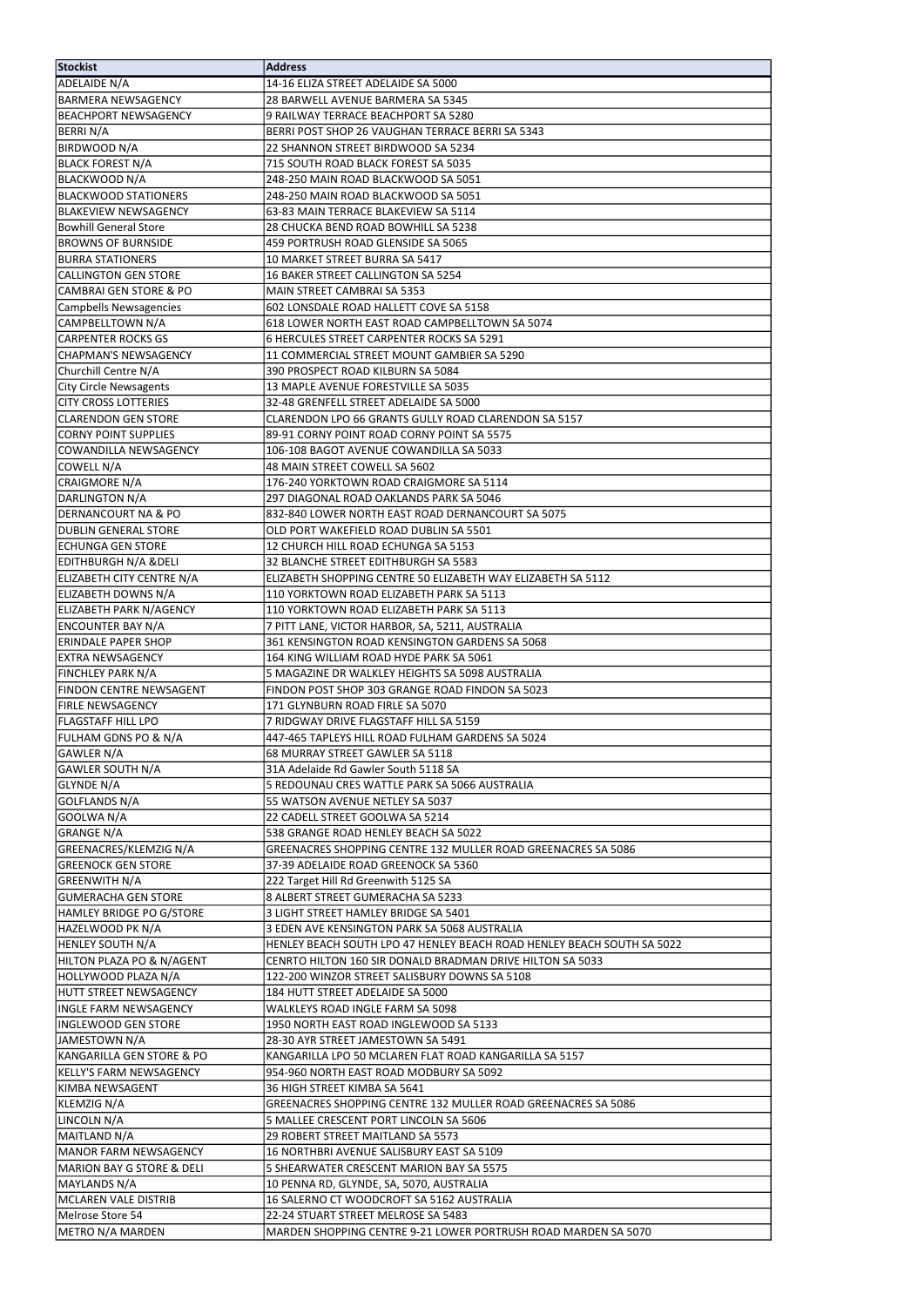| Stockist | Address |
|---|---|
| ADELAIDE N/A | 14-16 ELIZA STREET ADELAIDE SA 5000 |
| BARMERA NEWSAGENCY | 28 BARWELL AVENUE BARMERA SA 5345 |
| BEACHPORT NEWSAGENCY | 9 RAILWAY TERRACE BEACHPORT SA 5280 |
| BERRI N/A | BERRI POST SHOP 26 VAUGHAN TERRACE BERRI SA 5343 |
| BIRDWOOD N/A | 22 SHANNON STREET BIRDWOOD SA 5234 |
| BLACK FOREST N/A | 715 SOUTH ROAD BLACK FOREST SA 5035 |
| BLACKWOOD N/A | 248-250 MAIN ROAD BLACKWOOD SA 5051 |
| BLACKWOOD STATIONERS | 248-250 MAIN ROAD BLACKWOOD SA 5051 |
| BLAKEVIEW NEWSAGENCY | 63-83 MAIN TERRACE BLAKEVIEW SA 5114 |
| Bowhill General Store | 28 CHUCKA BEND ROAD BOWHILL SA 5238 |
| BROWNS OF BURNSIDE | 459 PORTRUSH ROAD GLENSIDE SA 5065 |
| BURRA STATIONERS | 10 MARKET STREET BURRA SA 5417 |
| CALLINGTON GEN STORE | 16 BAKER STREET CALLINGTON SA 5254 |
| CAMBRAI GEN STORE & PO | MAIN STREET CAMBRAI SA 5353 |
| Campbells Newsagencies | 602 LONSDALE ROAD HALLETT COVE SA 5158 |
| CAMPBELLTOWN N/A | 618 LOWER NORTH EAST ROAD CAMPBELLTOWN SA 5074 |
| CARPENTER ROCKS GS | 6 HERCULES STREET CARPENTER ROCKS SA 5291 |
| CHAPMAN'S NEWSAGENCY | 11 COMMERCIAL STREET MOUNT GAMBIER SA 5290 |
| Churchill Centre N/A | 390 PROSPECT ROAD KILBURN SA 5084 |
| City Circle Newsagents | 13 MAPLE AVENUE FORESTVILLE SA 5035 |
| CITY CROSS LOTTERIES | 32-48 GRENFELL STREET ADELAIDE SA 5000 |
| CLARENDON GEN STORE | CLARENDON LPO 66 GRANTS GULLY ROAD CLARENDON SA 5157 |
| CORNY POINT SUPPLIES | 89-91 CORNY POINT ROAD CORNY POINT SA 5575 |
| COWANDILLA NEWSAGENCY | 106-108 BAGOT AVENUE COWANDILLA SA 5033 |
| COWELL N/A | 48 MAIN STREET COWELL SA 5602 |
| CRAIGMORE N/A | 176-240 YORKTOWN ROAD CRAIGMORE SA 5114 |
| DARLINGTON N/A | 297 DIAGONAL ROAD OAKLANDS PARK SA 5046 |
| DERNANCOURT NA & PO | 832-840 LOWER NORTH EAST ROAD DERNANCOURT SA 5075 |
| DUBLIN GENERAL STORE | OLD PORT WAKEFIELD ROAD DUBLIN SA 5501 |
| ECHUNGA GEN STORE | 12 CHURCH HILL ROAD ECHUNGA SA 5153 |
| EDITHBURGH N/A &DELI | 32 BLANCHE STREET EDITHBURGH SA 5583 |
| ELIZABETH CITY CENTRE N/A | ELIZABETH SHOPPING CENTRE 50 ELIZABETH WAY ELIZABETH SA 5112 |
| ELIZABETH DOWNS N/A | 110 YORKTOWN ROAD ELIZABETH PARK SA 5113 |
| ELIZABETH PARK N/AGENCY | 110 YORKTOWN ROAD ELIZABETH PARK SA 5113 |
| ENCOUNTER BAY N/A | 7 PITT LANE, VICTOR HARBOR, SA, 5211, AUSTRALIA |
| ERINDALE PAPER SHOP | 361 KENSINGTON ROAD KENSINGTON GARDENS SA 5068 |
| EXTRA NEWSAGENCY | 164 KING WILLIAM ROAD HYDE PARK SA 5061 |
| FINCHLEY PARK N/A | 5 MAGAZINE DR WALKLEY HEIGHTS SA 5098 AUSTRALIA |
| FINDON CENTRE NEWSAGENT | FINDON POST SHOP 303 GRANGE ROAD FINDON SA 5023 |
| FIRLE NEWSAGENCY | 171 GLYNBURN ROAD FIRLE SA 5070 |
| FLAGSTAFF HILL LPO | 7 RIDGWAY DRIVE FLAGSTAFF HILL SA 5159 |
| FULHAM GDNS PO & N/A | 447-465 TAPLEYS HILL ROAD FULHAM GARDENS SA 5024 |
| GAWLER N/A | 68 MURRAY STREET GAWLER SA 5118 |
| GAWLER SOUTH N/A | 31A Adelaide Rd Gawler South 5118 SA |
| GLYNDE N/A | 5 REDOUNAU CRES WATTLE PARK SA 5066 AUSTRALIA |
| GOLFLANDS N/A | 55 WATSON AVENUE NETLEY SA 5037 |
| GOOLWA N/A | 22 CADELL STREET GOOLWA SA 5214 |
| GRANGE N/A | 538 GRANGE ROAD HENLEY BEACH SA 5022 |
| GREENACRES/KLEMZIG N/A | GREENACRES SHOPPING CENTRE 132 MULLER ROAD GREENACRES SA 5086 |
| GREENOCK GEN STORE | 37-39 ADELAIDE ROAD GREENOCK SA 5360 |
| GREENWITH N/A | 222 Target Hill Rd Greenwith 5125 SA |
| GUMERACHA GEN STORE | 8 ALBERT STREET GUMERACHA SA 5233 |
| HAMLEY BRIDGE PO G/STORE | 3 LIGHT STREET HAMLEY BRIDGE SA 5401 |
| HAZELWOOD PK N/A | 3 EDEN AVE KENSINGTON PARK SA 5068 AUSTRALIA |
| HENLEY SOUTH N/A | HENLEY BEACH SOUTH LPO 47 HENLEY BEACH ROAD HENLEY BEACH SOUTH SA 5022 |
| HILTON PLAZA PO & N/AGENT | CENRTO HILTON 160 SIR DONALD BRADMAN DRIVE HILTON SA 5033 |
| HOLLYWOOD PLAZA N/A | 122-200 WINZOR STREET SALISBURY DOWNS SA 5108 |
| HUTT STREET NEWSAGENCY | 184 HUTT STREET ADELAIDE SA 5000 |
| INGLE FARM NEWSAGENCY | WALKLEYS ROAD INGLE FARM SA 5098 |
| INGLEWOOD GEN STORE | 1950 NORTH EAST ROAD INGLEWOOD SA 5133 |
| JAMESTOWN N/A | 28-30 AYR STREET JAMESTOWN SA 5491 |
| KANGARILLA GEN STORE & PO | KANGARILLA LPO 50 MCLAREN FLAT ROAD KANGARILLA SA 5157 |
| KELLY'S FARM NEWSAGENCY | 954-960 NORTH EAST ROAD MODBURY SA 5092 |
| KIMBA NEWSAGENT | 36 HIGH STREET KIMBA SA 5641 |
| KLEMZIG N/A | GREENACRES SHOPPING CENTRE 132 MULLER ROAD GREENACRES SA 5086 |
| LINCOLN N/A | 5 MALLEE CRESCENT PORT LINCOLN SA 5606 |
| MAITLAND N/A | 29 ROBERT STREET MAITLAND SA 5573 |
| MANOR FARM NEWSAGENCY | 16 NORTHBRI AVENUE SALISBURY EAST SA 5109 |
| MARION BAY G STORE & DELI | 5 SHEARWATER CRESCENT MARION BAY SA 5575 |
| MAYLANDS N/A | 10 PENNA RD, GLYNDE, SA, 5070, AUSTRALIA |
| MCLAREN VALE DISTRIB | 16 SALERNO CT WOODCROFT SA 5162 AUSTRALIA |
| Melrose Store 54 | 22-24 STUART STREET MELROSE SA 5483 |
| METRO N/A MARDEN | MARDEN SHOPPING CENTRE 9-21 LOWER PORTRUSH ROAD MARDEN SA 5070 |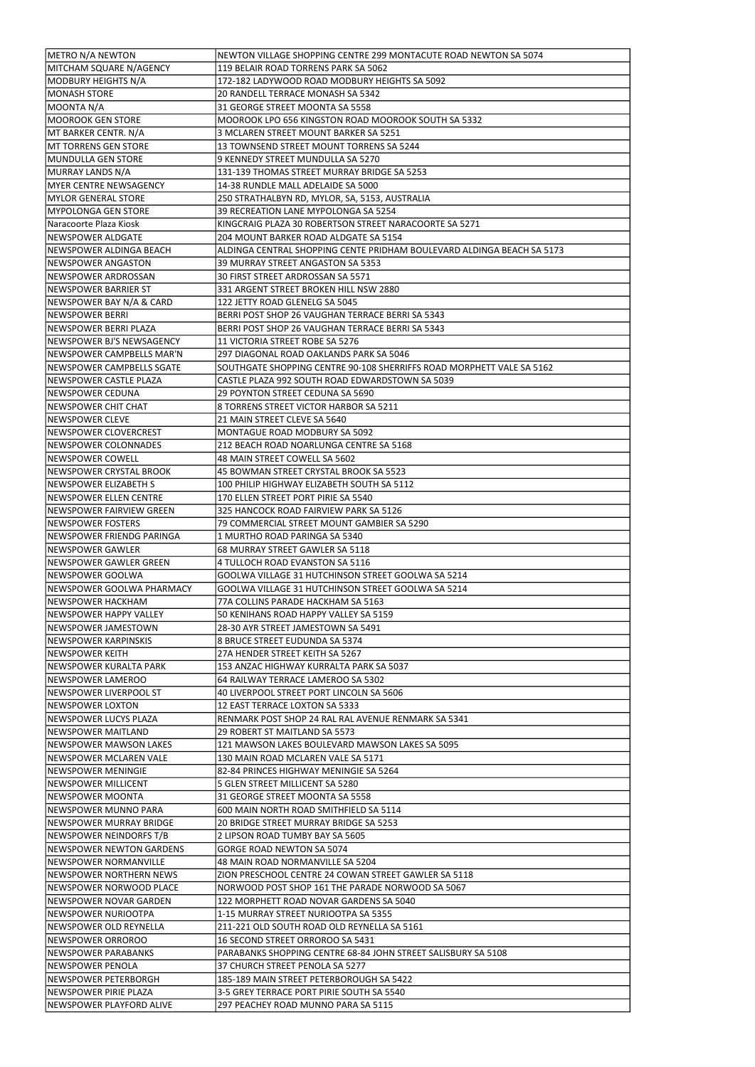| METRO N/A NEWTON | NEWTON VILLAGE SHOPPING CENTRE 299 MONTACUTE ROAD NEWTON SA 5074 |
|---|---|
| MITCHAM SQUARE N/AGENCY | 119 BELAIR ROAD TORRENS PARK SA 5062 |
| MODBURY HEIGHTS N/A | 172-182 LADYWOOD ROAD MODBURY HEIGHTS SA 5092 |
| MONASH STORE | 20 RANDELL TERRACE MONASH SA 5342 |
| MOONTA N/A | 31 GEORGE STREET MOONTA SA 5558 |
| MOOROOK GEN STORE | MOOROOK LPO 656 KINGSTON ROAD MOOROOK SOUTH SA 5332 |
| MT BARKER CENTR. N/A | 3 MCLAREN STREET MOUNT BARKER SA 5251 |
| MT TORRENS GEN STORE | 13 TOWNSEND STREET MOUNT TORRENS SA 5244 |
| MUNDULLA GEN STORE | 9 KENNEDY STREET MUNDULLA SA 5270 |
| MURRAY LANDS N/A | 131-139 THOMAS STREET MURRAY BRIDGE SA 5253 |
| MYER CENTRE NEWSAGENCY | 14-38 RUNDLE MALL ADELAIDE SA 5000 |
| MYLOR GENERAL STORE | 250 STRATHALBYN RD, MYLOR, SA, 5153, AUSTRALIA |
| MYPOLONGA GEN STORE | 39 RECREATION LANE MYPOLONGA SA 5254 |
| Naracoorte Plaza Kiosk | KINGCRAIG PLAZA 30 ROBERTSON STREET NARACOORTE SA 5271 |
| NEWSPOWER ALDGATE | 204 MOUNT BARKER ROAD ALDGATE SA 5154 |
| NEWSPOWER ALDINGA BEACH | ALDINGA CENTRAL SHOPPING CENTE PRIDHAM BOULEVARD ALDINGA BEACH SA 5173 |
| NEWSPOWER ANGASTON | 39 MURRAY STREET ANGASTON SA 5353 |
| NEWSPOWER ARDROSSAN | 30 FIRST STREET ARDROSSAN SA 5571 |
| NEWSPOWER BARRIER ST | 331 ARGENT STREET BROKEN HILL NSW 2880 |
| NEWSPOWER BAY N/A & CARD | 122 JETTY ROAD GLENELG SA 5045 |
| NEWSPOWER BERRI | BERRI POST SHOP 26 VAUGHAN TERRACE BERRI SA 5343 |
| NEWSPOWER BERRI PLAZA | BERRI POST SHOP 26 VAUGHAN TERRACE BERRI SA 5343 |
| NEWSPOWER BJ'S NEWSAGENCY | 11 VICTORIA STREET ROBE SA 5276 |
| NEWSPOWER CAMPBELLS MAR'N | 297 DIAGONAL ROAD OAKLANDS PARK SA 5046 |
| NEWSPOWER CAMPBELLS SGATE | SOUTHGATE SHOPPING CENTRE 90-108 SHERRIFFS ROAD MORPHETT VALE SA 5162 |
| NEWSPOWER CASTLE PLAZA | CASTLE PLAZA 992 SOUTH ROAD EDWARDSTOWN SA 5039 |
| NEWSPOWER CEDUNA | 29 POYNTON STREET CEDUNA SA 5690 |
| NEWSPOWER CHIT CHAT | 8 TORRENS STREET VICTOR HARBOR SA 5211 |
| NEWSPOWER CLEVE | 21 MAIN STREET CLEVE SA 5640 |
| NEWSPOWER CLOVERCREST | MONTAGUE ROAD MODBURY SA 5092 |
| NEWSPOWER COLONNADES | 212 BEACH ROAD NOARLUNGA CENTRE SA 5168 |
| NEWSPOWER COWELL | 48 MAIN STREET COWELL SA 5602 |
| NEWSPOWER CRYSTAL BROOK | 45 BOWMAN STREET CRYSTAL BROOK SA 5523 |
| NEWSPOWER ELIZABETH S | 100 PHILIP HIGHWAY ELIZABETH SOUTH SA 5112 |
| NEWSPOWER ELLEN CENTRE | 170 ELLEN STREET PORT PIRIE SA 5540 |
| NEWSPOWER FAIRVIEW GREEN | 325 HANCOCK ROAD FAIRVIEW PARK SA 5126 |
| NEWSPOWER FOSTERS | 79 COMMERCIAL STREET MOUNT GAMBIER SA 5290 |
| NEWSPOWER FRIENDG PARINGA | 1 MURTHO ROAD PARINGA SA 5340 |
| NEWSPOWER GAWLER | 68 MURRAY STREET GAWLER SA 5118 |
| NEWSPOWER GAWLER GREEN | 4 TULLOCH ROAD EVANSTON SA 5116 |
| NEWSPOWER GOOLWA | GOOLWA VILLAGE 31 HUTCHINSON STREET GOOLWA SA 5214 |
| NEWSPOWER GOOLWA PHARMACY | GOOLWA VILLAGE 31 HUTCHINSON STREET GOOLWA SA 5214 |
| NEWSPOWER HACKHAM | 77A COLLINS PARADE HACKHAM SA 5163 |
| NEWSPOWER HAPPY VALLEY | 50 KENIHANS ROAD HAPPY VALLEY SA 5159 |
| NEWSPOWER JAMESTOWN | 28-30 AYR STREET JAMESTOWN SA 5491 |
| NEWSPOWER KARPINSKIS | 8 BRUCE STREET EUDUNDA SA 5374 |
| NEWSPOWER KEITH | 27A HENDER STREET KEITH SA 5267 |
| NEWSPOWER KURALTA PARK | 153 ANZAC HIGHWAY KURRALTA PARK SA 5037 |
| NEWSPOWER LAMEROO | 64 RAILWAY TERRACE LAMEROO SA 5302 |
| NEWSPOWER LIVERPOOL ST | 40 LIVERPOOL STREET PORT LINCOLN SA 5606 |
| NEWSPOWER LOXTON | 12 EAST TERRACE LOXTON SA 5333 |
| NEWSPOWER LUCYS PLAZA | RENMARK POST SHOP 24 RAL RAL AVENUE RENMARK SA 5341 |
| NEWSPOWER MAITLAND | 29 ROBERT ST MAITLAND SA 5573 |
| NEWSPOWER MAWSON LAKES | 121 MAWSON LAKES BOULEVARD MAWSON LAKES SA 5095 |
| NEWSPOWER MCLAREN VALE | 130 MAIN ROAD MCLAREN VALE SA 5171 |
| NEWSPOWER MENINGIE | 82-84 PRINCES HIGHWAY MENINGIE SA 5264 |
| NEWSPOWER MILLICENT | 5 GLEN STREET MILLICENT SA 5280 |
| NEWSPOWER MOONTA | 31 GEORGE STREET MOONTA SA 5558 |
| NEWSPOWER MUNNO PARA | 600 MAIN NORTH ROAD SMITHFIELD SA 5114 |
| NEWSPOWER MURRAY BRIDGE | 20 BRIDGE STREET MURRAY BRIDGE SA 5253 |
| NEWSPOWER NEINDORFS T/B | 2 LIPSON ROAD TUMBY BAY SA 5605 |
| NEWSPOWER NEWTON GARDENS | GORGE ROAD NEWTON SA 5074 |
| NEWSPOWER NORMANVILLE | 48 MAIN ROAD NORMANVILLE SA 5204 |
| NEWSPOWER NORTHERN NEWS | ZION PRESCHOOL CENTRE 24 COWAN STREET GAWLER SA 5118 |
| NEWSPOWER NORWOOD PLACE | NORWOOD POST SHOP 161 THE PARADE NORWOOD SA 5067 |
| NEWSPOWER NOVAR GARDEN | 122 MORPHETT ROAD NOVAR GARDENS SA 5040 |
| NEWSPOWER NURIOOTPA | 1-15 MURRAY STREET NURIOOTPA SA 5355 |
| NEWSPOWER OLD REYNELLA | 211-221 OLD SOUTH ROAD OLD REYNELLA SA 5161 |
| NEWSPOWER ORROROO | 16 SECOND STREET ORROROO SA 5431 |
| NEWSPOWER PARABANKS | PARABANKS SHOPPING CENTRE 68-84 JOHN STREET SALISBURY SA 5108 |
| NEWSPOWER PENOLA | 37 CHURCH STREET PENOLA SA 5277 |
| NEWSPOWER PETERBORGH | 185-189 MAIN STREET PETERBOROUGH SA 5422 |
| NEWSPOWER PIRIE PLAZA | 3-5 GREY TERRACE PORT PIRIE SOUTH SA 5540 |
| NEWSPOWER PLAYFORD ALIVE | 297 PEACHEY ROAD MUNNO PARA SA 5115 |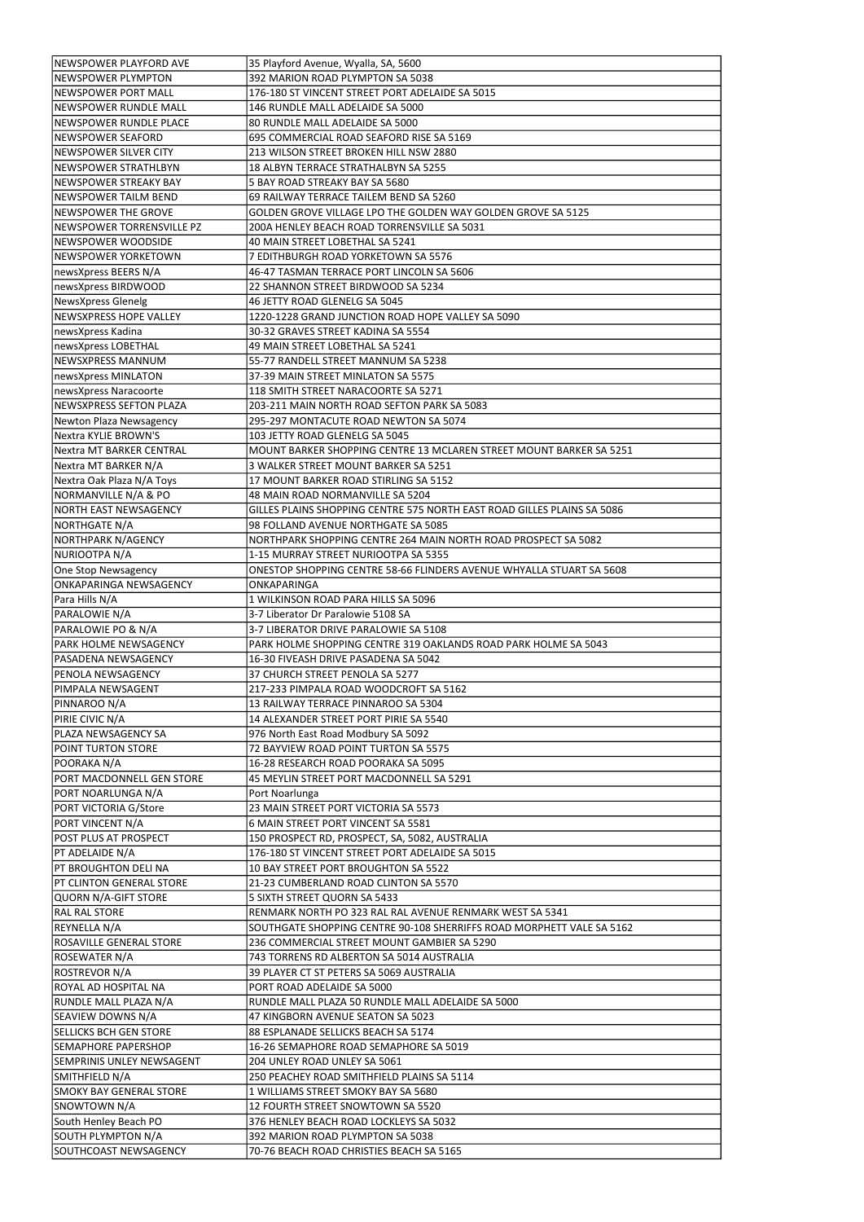| NEWSPOWER PLAYFORD AVE | 35 Playford Avenue, Wyalla, SA, 5600 |
| --- | --- |
| NEWSPOWER PLYMPTON | 392 MARION ROAD PLYMPTON SA 5038 |
| NEWSPOWER PORT MALL | 176-180 ST VINCENT STREET PORT ADELAIDE SA 5015 |
| NEWSPOWER RUNDLE MALL | 146 RUNDLE MALL ADELAIDE SA 5000 |
| NEWSPOWER RUNDLE PLACE | 80 RUNDLE MALL ADELAIDE SA 5000 |
| NEWSPOWER SEAFORD | 695 COMMERCIAL ROAD SEAFORD RISE SA 5169 |
| NEWSPOWER SILVER CITY | 213 WILSON STREET BROKEN HILL NSW 2880 |
| NEWSPOWER STRATHLBYN | 18 ALBYN TERRACE STRATHALBYN SA 5255 |
| NEWSPOWER STREAKY BAY | 5 BAY ROAD STREAKY BAY SA 5680 |
| NEWSPOWER TAILM BEND | 69 RAILWAY TERRACE TAILEM BEND SA 5260 |
| NEWSPOWER THE GROVE | GOLDEN GROVE VILLAGE LPO THE GOLDEN WAY GOLDEN GROVE SA 5125 |
| NEWSPOWER TORRENSVILLE PZ | 200A HENLEY BEACH ROAD TORRENSVILLE SA 5031 |
| NEWSPOWER WOODSIDE | 40 MAIN STREET LOBETHAL SA 5241 |
| NEWSPOWER YORKETOWN | 7 EDITHBURGH ROAD YORKETOWN SA 5576 |
| newsXpress BEERS N/A | 46-47 TASMAN TERRACE PORT LINCOLN SA 5606 |
| newsXpress BIRDWOOD | 22 SHANNON STREET BIRDWOOD SA 5234 |
| NewsXpress Glenelg | 46 JETTY ROAD GLENELG SA 5045 |
| NEWSXPRESS HOPE VALLEY | 1220-1228 GRAND JUNCTION ROAD HOPE VALLEY SA 5090 |
| newsXpress Kadina | 30-32 GRAVES STREET KADINA SA 5554 |
| newsXpress LOBETHAL | 49 MAIN STREET LOBETHAL SA 5241 |
| NEWSXPRESS MANNUM | 55-77 RANDELL STREET MANNUM SA 5238 |
| newsXpress MINLATON | 37-39 MAIN STREET MINLATON SA 5575 |
| newsXpress Naracoorte | 118 SMITH STREET NARACOORTE SA 5271 |
| NEWSXPRESS SEFTON PLAZA | 203-211 MAIN NORTH ROAD SEFTON PARK SA 5083 |
| Newton Plaza Newsagency | 295-297 MONTACUTE ROAD NEWTON SA 5074 |
| Nextra KYLIE BROWN'S | 103 JETTY ROAD GLENELG SA 5045 |
| Nextra MT BARKER CENTRAL | MOUNT BARKER SHOPPING CENTRE 13 MCLAREN STREET MOUNT BARKER SA 5251 |
| Nextra MT BARKER N/A | 3 WALKER STREET MOUNT BARKER SA 5251 |
| Nextra Oak Plaza N/A Toys | 17 MOUNT BARKER ROAD STIRLING SA 5152 |
| NORMANVILLE N/A & PO | 48 MAIN ROAD NORMANVILLE SA 5204 |
| NORTH EAST NEWSAGENCY | GILLES PLAINS SHOPPING CENTRE 575 NORTH EAST ROAD GILLES PLAINS SA 5086 |
| NORTHGATE N/A | 98 FOLLAND AVENUE NORTHGATE SA 5085 |
| NORTHPARK N/AGENCY | NORTHPARK SHOPPING CENTRE 264 MAIN NORTH ROAD PROSPECT SA 5082 |
| NURIOOTPA N/A | 1-15 MURRAY STREET NURIOOTPA SA 5355 |
| One Stop Newsagency | ONESTOP SHOPPING CENTRE 58-66 FLINDERS AVENUE WHYALLA STUART SA 5608 |
| ONKAPARINGA NEWSAGENCY | ONKAPARINGA |
| Para Hills N/A | 1 WILKINSON ROAD PARA HILLS SA 5096 |
| PARALOWIE N/A | 3-7 Liberator Dr Paralowie 5108 SA |
| PARALOWIE PO & N/A | 3-7 LIBERATOR DRIVE PARALOWIE SA 5108 |
| PARK HOLME NEWSAGENCY | PARK HOLME SHOPPING CENTRE 319 OAKLANDS ROAD PARK HOLME SA 5043 |
| PASADENA NEWSAGENCY | 16-30 FIVEASH DRIVE PASADENA SA 5042 |
| PENOLA NEWSAGENCY | 37 CHURCH STREET PENOLA SA 5277 |
| PIMPALA NEWSAGENT | 217-233 PIMPALA ROAD WOODCROFT SA 5162 |
| PINNAROO N/A | 13 RAILWAY TERRACE PINNAROO SA 5304 |
| PIRIE CIVIC N/A | 14 ALEXANDER STREET PORT PIRIE SA 5540 |
| PLAZA NEWSAGENCY SA | 976 North East Road Modbury SA 5092 |
| POINT TURTON STORE | 72 BAYVIEW ROAD POINT TURTON SA 5575 |
| POORAKA N/A | 16-28 RESEARCH ROAD POORAKA SA 5095 |
| PORT MACDONNELL GEN STORE | 45 MEYLIN STREET PORT MACDONNELL SA 5291 |
| PORT NOARLUNGA N/A | Port Noarlunga |
| PORT VICTORIA G/Store | 23 MAIN STREET PORT VICTORIA SA 5573 |
| PORT VINCENT N/A | 6 MAIN STREET PORT VINCENT SA 5581 |
| POST PLUS AT PROSPECT | 150 PROSPECT RD, PROSPECT, SA, 5082, AUSTRALIA |
| PT ADELAIDE N/A | 176-180 ST VINCENT STREET PORT ADELAIDE SA 5015 |
| PT BROUGHTON DELI NA | 10 BAY STREET PORT BROUGHTON SA 5522 |
| PT CLINTON GENERAL STORE | 21-23 CUMBERLAND ROAD CLINTON SA 5570 |
| QUORN N/A-GIFT STORE | 5 SIXTH STREET QUORN SA 5433 |
| RAL RAL STORE | RENMARK NORTH PO 323 RAL RAL AVENUE RENMARK WEST SA 5341 |
| REYNELLA N/A | SOUTHGATE SHOPPING CENTRE 90-108 SHERRIFFS ROAD MORPHETT VALE SA 5162 |
| ROSAVILLE GENERAL STORE | 236 COMMERCIAL STREET MOUNT GAMBIER SA 5290 |
| ROSEWATER N/A | 743 TORRENS RD ALBERTON SA 5014 AUSTRALIA |
| ROSTREVOR N/A | 39 PLAYER CT ST PETERS SA 5069 AUSTRALIA |
| ROYAL AD HOSPITAL NA | PORT ROAD ADELAIDE SA 5000 |
| RUNDLE MALL PLAZA N/A | RUNDLE MALL PLAZA 50 RUNDLE MALL ADELAIDE SA 5000 |
| SEAVIEW DOWNS N/A | 47 KINGBORN AVENUE SEATON SA 5023 |
| SELLICKS BCH GEN STORE | 88 ESPLANADE SELLICKS BEACH SA 5174 |
| SEMAPHORE PAPERSHOP | 16-26 SEMAPHORE ROAD SEMAPHORE SA 5019 |
| SEMPRINIS UNLEY NEWSAGENT | 204 UNLEY ROAD UNLEY SA 5061 |
| SMITHFIELD N/A | 250 PEACHEY ROAD SMITHFIELD PLAINS SA 5114 |
| SMOKY BAY GENERAL STORE | 1 WILLIAMS STREET SMOKY BAY SA 5680 |
| SNOWTOWN N/A | 12 FOURTH STREET SNOWTOWN SA 5520 |
| South Henley Beach PO | 376 HENLEY BEACH ROAD LOCKLEYS SA 5032 |
| SOUTH PLYMPTON N/A | 392 MARION ROAD PLYMPTON SA 5038 |
| SOUTHCOAST NEWSAGENCY | 70-76 BEACH ROAD CHRISTIES BEACH SA 5165 |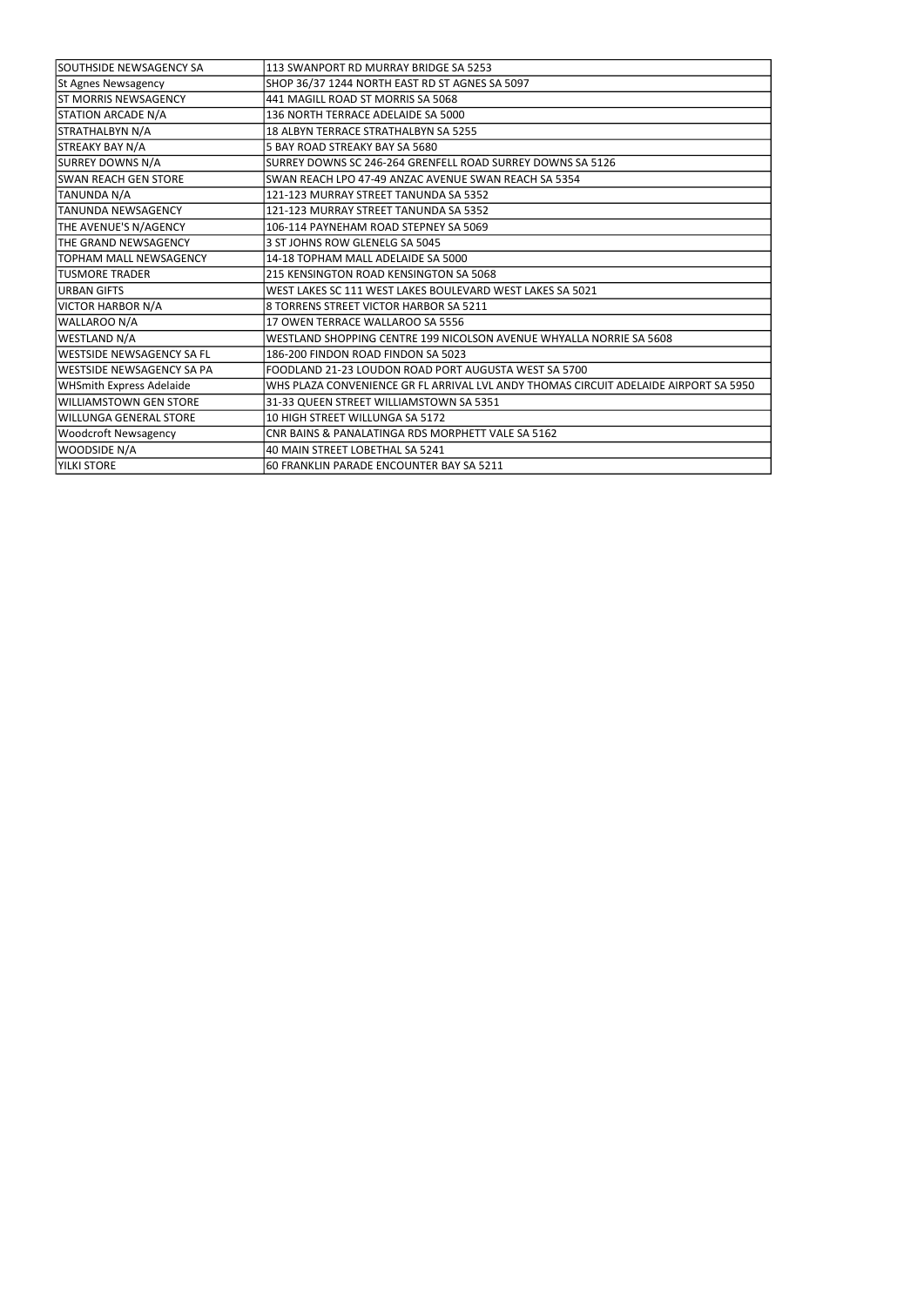| | |
|---|---|
| SOUTHSIDE NEWSAGENCY SA | 113 SWANPORT RD MURRAY BRIDGE SA 5253 |
| St Agnes Newsagency | SHOP 36/37 1244 NORTH EAST RD ST AGNES SA 5097 |
| ST MORRIS NEWSAGENCY | 441 MAGILL ROAD ST MORRIS SA 5068 |
| STATION ARCADE N/A | 136 NORTH TERRACE ADELAIDE SA 5000 |
| STRATHALBYN N/A | 18 ALBYN TERRACE STRATHALBYN SA 5255 |
| STREAKY BAY N/A | 5 BAY ROAD STREAKY BAY SA 5680 |
| SURREY DOWNS N/A | SURREY DOWNS SC 246-264 GRENFELL ROAD SURREY DOWNS SA 5126 |
| SWAN REACH GEN STORE | SWAN REACH LPO 47-49 ANZAC AVENUE SWAN REACH SA 5354 |
| TANUNDA N/A | 121-123 MURRAY STREET TANUNDA SA 5352 |
| TANUNDA NEWSAGENCY | 121-123 MURRAY STREET TANUNDA SA 5352 |
| THE AVENUE'S N/AGENCY | 106-114 PAYNEHAM ROAD STEPNEY SA 5069 |
| THE GRAND NEWSAGENCY | 3 ST JOHNS ROW GLENELG SA 5045 |
| TOPHAM MALL NEWSAGENCY | 14-18 TOPHAM MALL ADELAIDE SA 5000 |
| TUSMORE TRADER | 215 KENSINGTON ROAD KENSINGTON SA 5068 |
| URBAN GIFTS | WEST LAKES SC 111 WEST LAKES BOULEVARD WEST LAKES SA 5021 |
| VICTOR HARBOR N/A | 8 TORRENS STREET VICTOR HARBOR SA 5211 |
| WALLAROO N/A | 17 OWEN TERRACE WALLAROO SA 5556 |
| WESTLAND N/A | WESTLAND SHOPPING CENTRE 199 NICOLSON AVENUE WHYALLA NORRIE SA 5608 |
| WESTSIDE NEWSAGENCY SA FL | 186-200 FINDON ROAD FINDON SA 5023 |
| WESTSIDE NEWSAGENCY SA PA | FOODLAND 21-23 LOUDON ROAD PORT AUGUSTA WEST SA 5700 |
| WHSmith Express Adelaide | WHS PLAZA CONVENIENCE GR FL ARRIVAL LVL ANDY THOMAS CIRCUIT ADELAIDE AIRPORT SA 5950 |
| WILLIAMSTOWN GEN STORE | 31-33 QUEEN STREET WILLIAMSTOWN SA 5351 |
| WILLUNGA GENERAL STORE | 10 HIGH STREET WILLUNGA SA 5172 |
| Woodcroft Newsagency | CNR BAINS & PANALATINGA RDS MORPHETT VALE SA 5162 |
| WOODSIDE N/A | 40 MAIN STREET LOBETHAL SA 5241 |
| YILKI STORE | 60 FRANKLIN PARADE ENCOUNTER BAY SA 5211 |